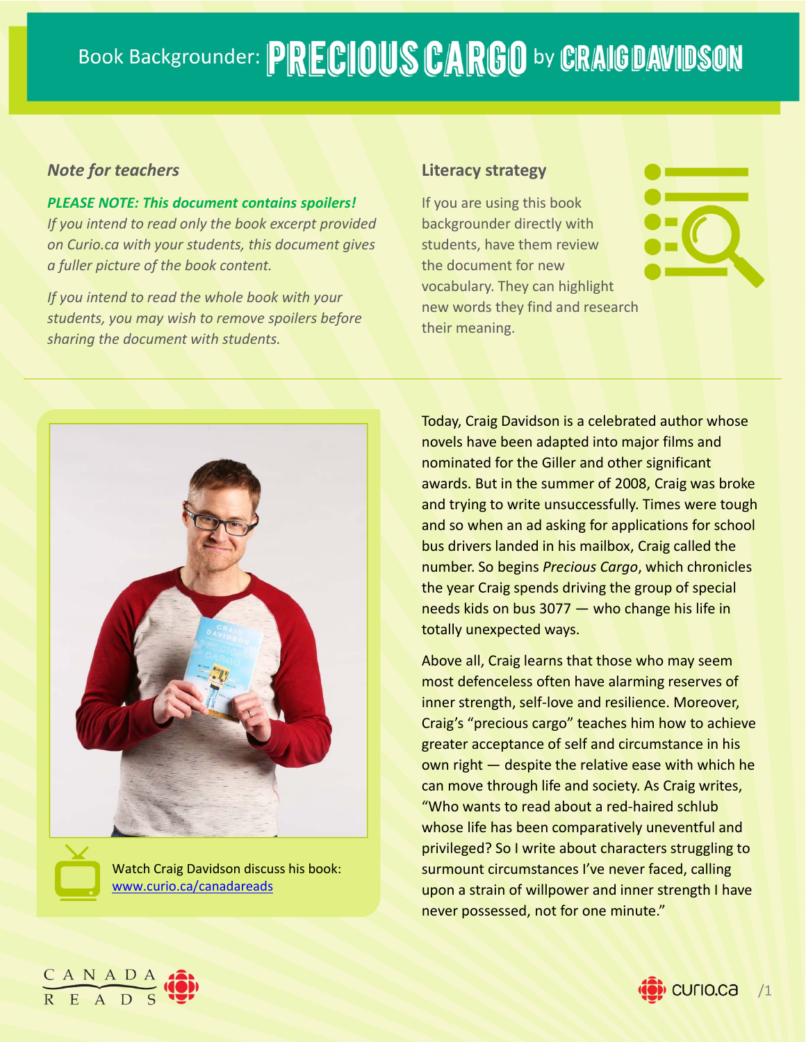# Book Backgrounder: PRECIOUS CARGO by CRAIG DAVIDSON

## *Note for teachers*

***PLEASE NOTE: This document contains spoilers!***

*If you intend to read only the book excerpt provided on Curio.ca with your students, this document gives a fuller picture of the book content.*

*If you intend to read the whole book with your students, you may wish to remove spoilers before sharing the document with students.*

## Literacy strategy

If you are using this book backgrounder directly with students, have them review the document for new vocabulary. They can highlight new words they find and research their meaning.

Watch Craig Davidson discuss his book: [www.curio.ca/canadareads](www.curio.ca/canadareads)

Today, Craig Davidson is a celebrated author whose novels have been adapted into major films and nominated for the Giller and other significant awards. But in the summer of 2008, Craig was broke and trying to write unsuccessfully. Times were tough and so when an ad asking for applications for school bus drivers landed in his mailbox, Craig called the number. So begins *Precious Cargo*, which chronicles the year Craig spends driving the group of special needs kids on bus 3077 — who change his life in totally unexpected ways.

Above all, Craig learns that those who may seem most defenceless often have alarming reserves of inner strength, self-love and resilience. Moreover, Craig's "precious cargo" teaches him how to achieve greater acceptance of self and circumstance in his own right — despite the relative ease with which he can move through life and society. As Craig writes, "Who wants to read about a red-haired schlub whose life has been comparatively uneventful and privileged? So I write about characters struggling to surmount circumstances I've never faced, calling upon a strain of willpower and inner strength I have never possessed, not for one minute."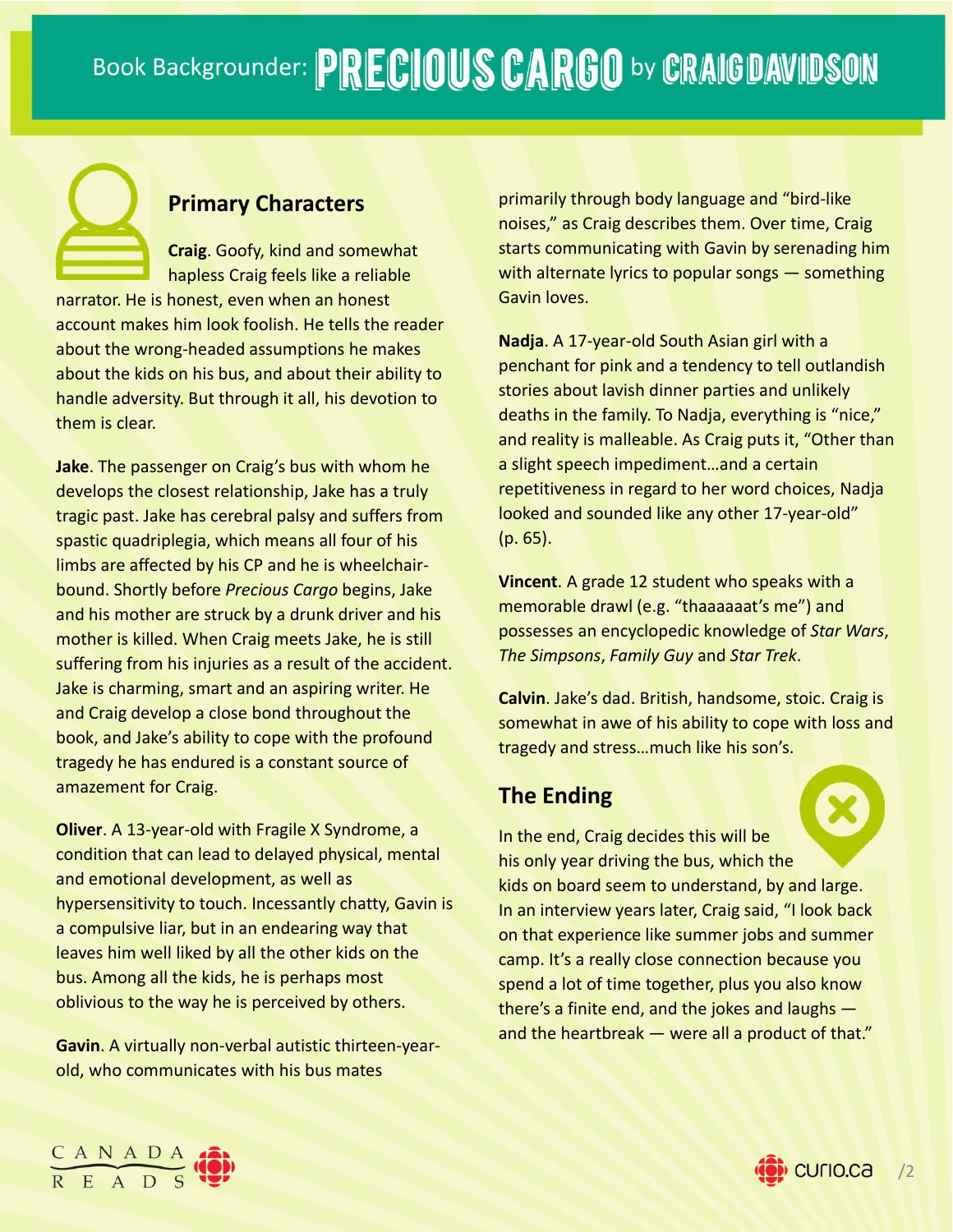# Book Backgrounder: PRECIOUS CARGO by CRAIG DAVIDSON

## Primary Characters

**Craig**. Goofy, kind and somewhat hapless Craig feels like a reliable narrator. He is honest, even when an honest account makes him look foolish. He tells the reader about the wrong-headed assumptions he makes about the kids on his bus, and about their ability to handle adversity. But through it all, his devotion to them is clear.

**Jake**. The passenger on Craig's bus with whom he develops the closest relationship, Jake has a truly tragic past. Jake has cerebral palsy and suffers from spastic quadriplegia, which means all four of his limbs are affected by his CP and he is wheelchair-bound. Shortly before *Precious Cargo* begins, Jake and his mother are struck by a drunk driver and his mother is killed. When Craig meets Jake, he is still suffering from his injuries as a result of the accident. Jake is charming, smart and an aspiring writer. He and Craig develop a close bond throughout the book, and Jake's ability to cope with the profound tragedy he has endured is a constant source of amazement for Craig.

**Oliver**. A 13-year-old with Fragile X Syndrome, a condition that can lead to delayed physical, mental and emotional development, as well as hypersensitivity to touch. Incessantly chatty, Gavin is a compulsive liar, but in an endearing way that leaves him well liked by all the other kids on the bus. Among all the kids, he is perhaps most oblivious to the way he is perceived by others.

**Gavin**. A virtually non-verbal autistic thirteen-year-old, who communicates with his bus mates primarily through body language and "bird-like noises," as Craig describes them. Over time, Craig starts communicating with Gavin by serenading him with alternate lyrics to popular songs — something Gavin loves.

**Nadja**. A 17-year-old South Asian girl with a penchant for pink and a tendency to tell outlandish stories about lavish dinner parties and unlikely deaths in the family. To Nadja, everything is "nice," and reality is malleable. As Craig puts it, "Other than a slight speech impediment…and a certain repetitiveness in regard to her word choices, Nadja looked and sounded like any other 17-year-old" (p. 65).

**Vincent**. A grade 12 student who speaks with a memorable drawl (e.g. "thaaaaaat's me") and possesses an encyclopedic knowledge of *Star Wars*, *The Simpsons*, *Family Guy* and *Star Trek*.

**Calvin**. Jake's dad. British, handsome, stoic. Craig is somewhat in awe of his ability to cope with loss and tragedy and stress…much like his son's.

## The Ending

In the end, Craig decides this will be his only year driving the bus, which the kids on board seem to understand, by and large. In an interview years later, Craig said, "I look back on that experience like summer jobs and summer camp. It's a really close connection because you spend a lot of time together, plus you also know there's a finite end, and the jokes and laughs — and the heartbreak — were all a product of that."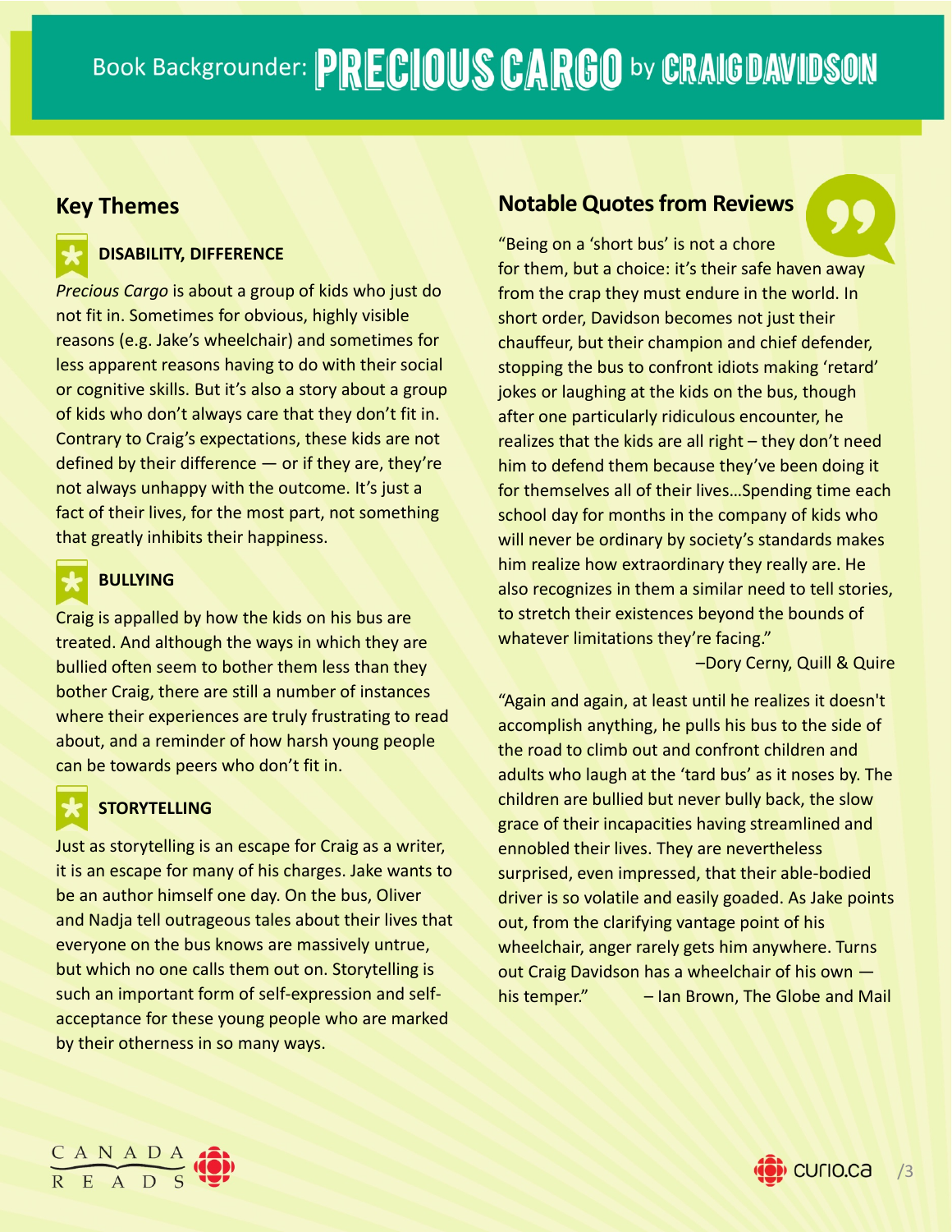# Book Backgrounder: PRECIOUS CARGO by CRAIG DAVIDSON

## Key Themes

### DISABILITY, DIFFERENCE

*Precious Cargo* is about a group of kids who just do not fit in. Sometimes for obvious, highly visible reasons (e.g. Jake's wheelchair) and sometimes for less apparent reasons having to do with their social or cognitive skills. But it's also a story about a group of kids who don't always care that they don't fit in. Contrary to Craig's expectations, these kids are not defined by their difference — or if they are, they're not always unhappy with the outcome. It's just a fact of their lives, for the most part, not something that greatly inhibits their happiness.

### BULLYING

Craig is appalled by how the kids on his bus are treated. And although the ways in which they are bullied often seem to bother them less than they bother Craig, there are still a number of instances where their experiences are truly frustrating to read about, and a reminder of how harsh young people can be towards peers who don't fit in.

### STORYTELLING

Just as storytelling is an escape for Craig as a writer, it is an escape for many of his charges. Jake wants to be an author himself one day. On the bus, Oliver and Nadja tell outrageous tales about their lives that everyone on the bus knows are massively untrue, but which no one calls them out on. Storytelling is such an important form of self-expression and self-acceptance for these young people who are marked by their otherness in so many ways.

## Notable Quotes from Reviews

"Being on a 'short bus' is not a chore for them, but a choice: it's their safe haven away from the crap they must endure in the world. In short order, Davidson becomes not just their chauffeur, but their champion and chief defender, stopping the bus to confront idiots making 'retard' jokes or laughing at the kids on the bus, though after one particularly ridiculous encounter, he realizes that the kids are all right – they don't need him to defend them because they've been doing it for themselves all of their lives…Spending time each school day for months in the company of kids who will never be ordinary by society's standards makes him realize how extraordinary they really are. He also recognizes in them a similar need to tell stories, to stretch their existences beyond the bounds of whatever limitations they're facing."

–Dory Cerny, Quill & Quire

"Again and again, at least until he realizes it doesn't accomplish anything, he pulls his bus to the side of the road to climb out and confront children and adults who laugh at the 'tard bus' as it noses by. The children are bullied but never bully back, the slow grace of their incapacities having streamlined and ennobled their lives. They are nevertheless surprised, even impressed, that their able-bodied driver is so volatile and easily goaded. As Jake points out, from the clarifying vantage point of his wheelchair, anger rarely gets him anywhere. Turns out Craig Davidson has a wheelchair of his own — his temper."

– Ian Brown, The Globe and Mail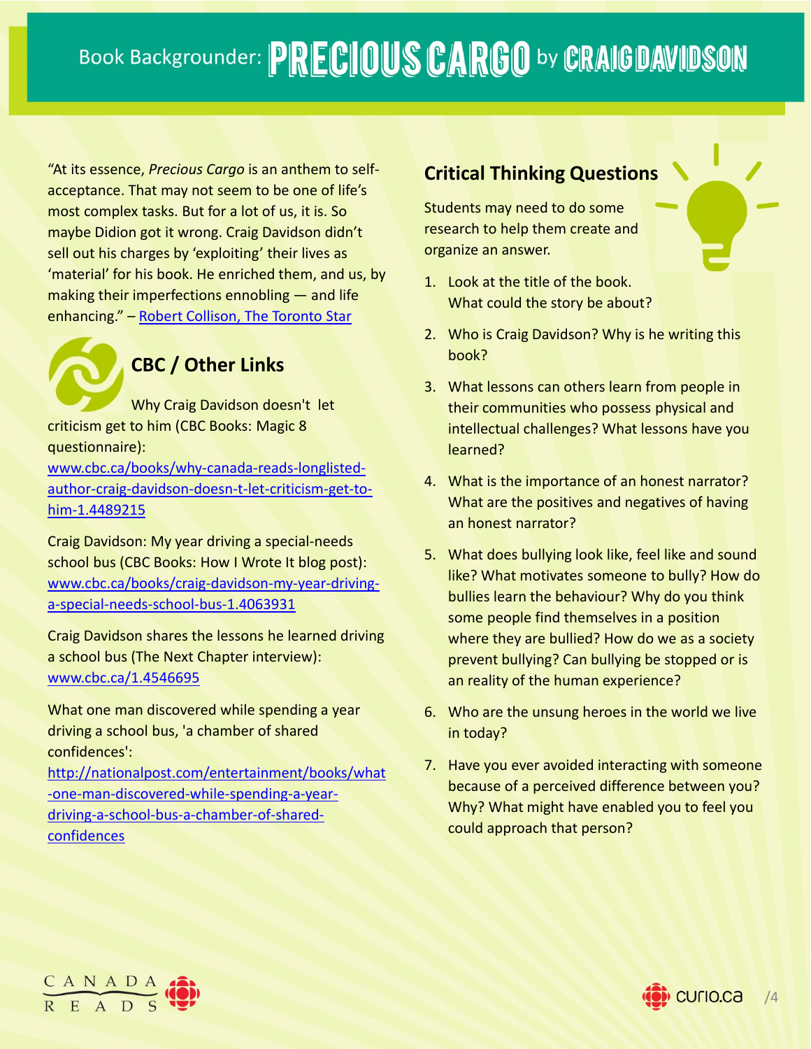# Book Backgrounder: PRECIOUS CARGO by CRAIG DAVIDSON

"At its essence, *Precious Cargo* is an anthem to self-acceptance. That may not seem to be one of life's most complex tasks. But for a lot of us, it is. So maybe Didion got it wrong. Craig Davidson didn't sell out his charges by 'exploiting' their lives as 'material' for his book. He enriched them, and us, by making their imperfections ennobling — and life enhancing." – [Robert Collison, The Toronto Star]()

## CBC / Other Links

Why Craig Davidson doesn't let criticism get to him (CBC Books: Magic 8 questionnaire): [www.cbc.ca/books/why-canada-reads-longlisted-author-craig-davidson-doesn-t-let-criticism-get-to-him-1.4489215](www.cbc.ca/books/why-canada-reads-longlisted-author-craig-davidson-doesn-t-let-criticism-get-to-him-1.4489215)

Craig Davidson: My year driving a special-needs school bus (CBC Books: How I Wrote It blog post): [www.cbc.ca/books/craig-davidson-my-year-driving-a-special-needs-school-bus-1.4063931](www.cbc.ca/books/craig-davidson-my-year-driving-a-special-needs-school-bus-1.4063931)

Craig Davidson shares the lessons he learned driving a school bus (The Next Chapter interview): [www.cbc.ca/1.4546695](www.cbc.ca/1.4546695)

What one man discovered while spending a year driving a school bus, 'a chamber of shared confidences': [http://nationalpost.com/entertainment/books/what-one-man-discovered-while-spending-a-year-driving-a-school-bus-a-chamber-of-shared-confidences](http://nationalpost.com/entertainment/books/what-one-man-discovered-while-spending-a-year-driving-a-school-bus-a-chamber-of-shared-confidences)

## Critical Thinking Questions

Students may need to do some research to help them create and organize an answer.

1. Look at the title of the book. What could the story be about?
2. Who is Craig Davidson? Why is he writing this book?
3. What lessons can others learn from people in their communities who possess physical and intellectual challenges? What lessons have you learned?
4. What is the importance of an honest narrator? What are the positives and negatives of having an honest narrator?
5. What does bullying look like, feel like and sound like? What motivates someone to bully? How do bullies learn the behaviour? Why do you think some people find themselves in a position where they are bullied? How do we as a society prevent bullying? Can bullying be stopped or is an reality of the human experience?
6. Who are the unsung heroes in the world we live in today?
7. Have you ever avoided interacting with someone because of a perceived difference between you? Why? What might have enabled you to feel you could approach that person?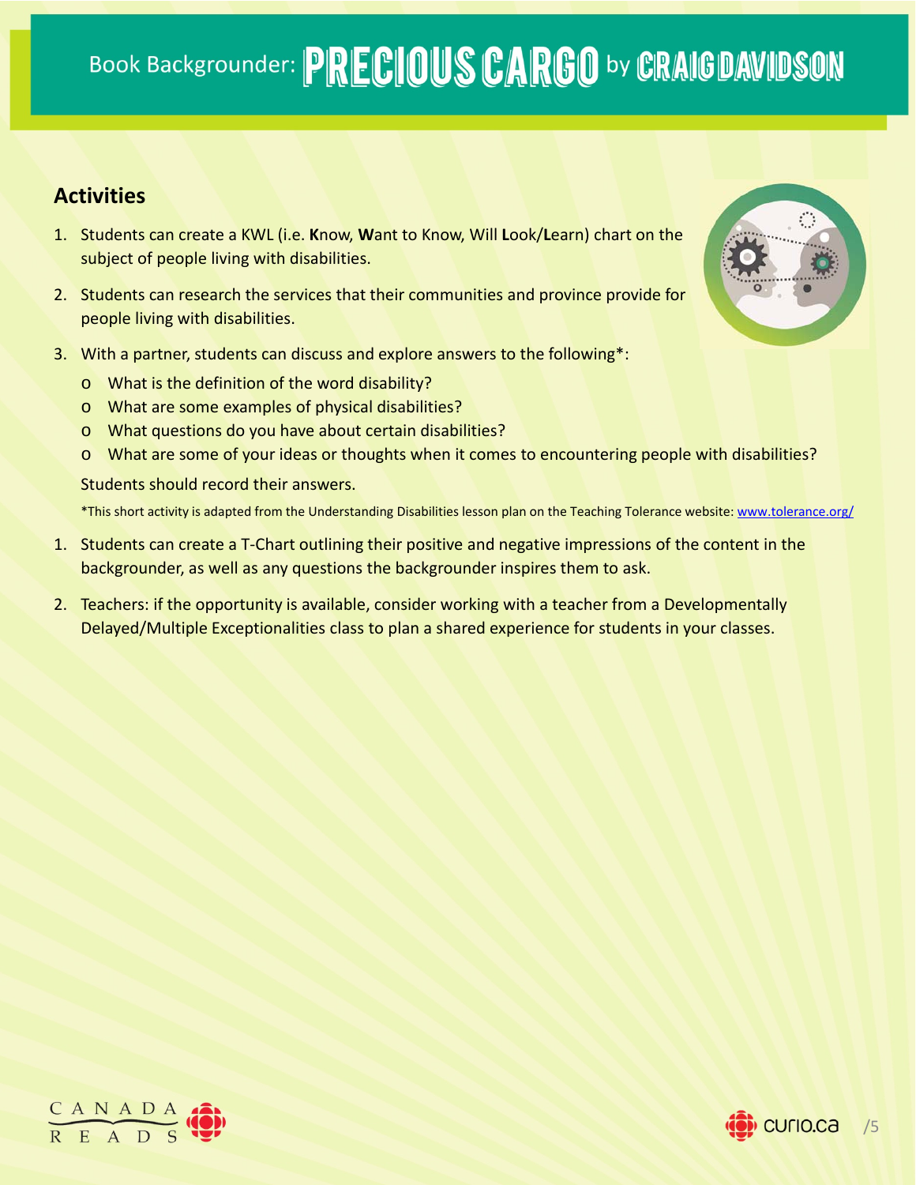## Activities

1. Students can create a KWL (i.e. **K**now, **W**ant to Know, Will **L**ook/**L**earn) chart on the subject of people living with disabilities.
2. Students can research the services that their communities and province provide for people living with disabilities.
3. With a partner, students can discuss and explore answers to the following*:
   - What is the definition of the word disability?
   - What are some examples of physical disabilities?
   - What questions do you have about certain disabilities?
   - What are some of your ideas or thoughts when it comes to encountering people with disabilities?

   Students should record their answers.

   *This short activity is adapted from the Understanding Disabilities lesson plan on the Teaching Tolerance website: www.tolerance.org/

1. Students can create a T-Chart outlining their positive and negative impressions of the content in the backgrounder, as well as any questions the backgrounder inspires them to ask.
2. Teachers: if the opportunity is available, consider working with a teacher from a Developmentally Delayed/Multiple Exceptionalities class to plan a shared experience for students in your classes.